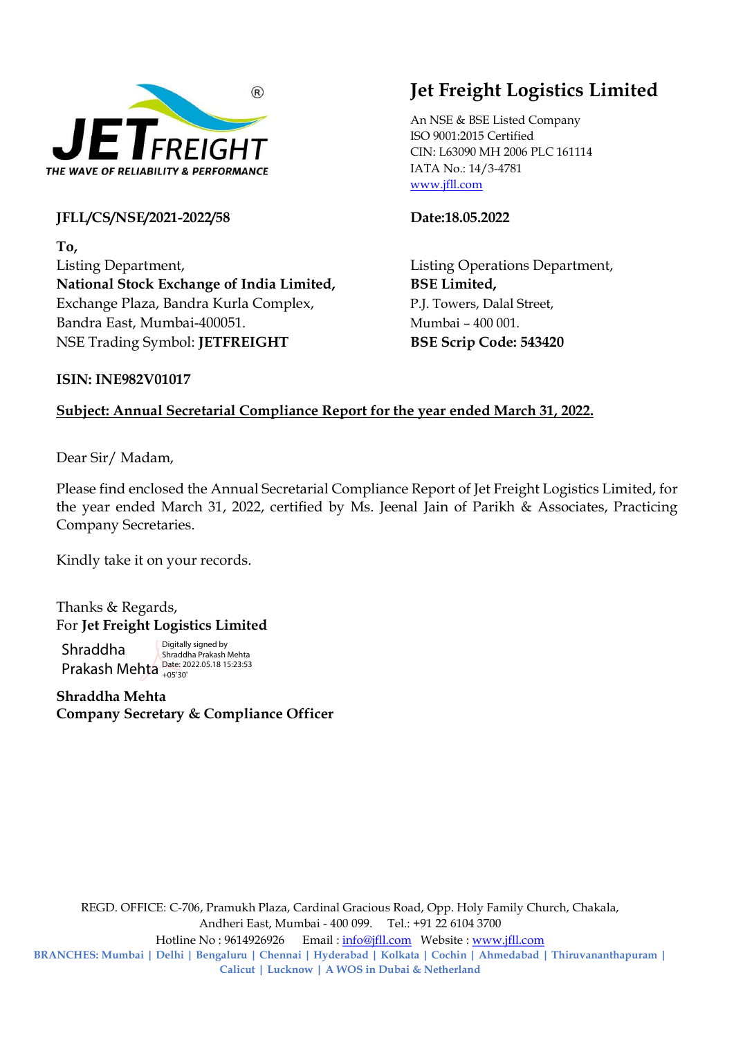# Jet Freight Logistics Limited

An NSE & BSE Listed Company
ISO 9001:2015 Certified
CIN: L63090 MH 2006 PLC 161114
IATA No.: 14/3-4781
www.jfll.com

**JFLL/CS/NSE/2021-2022/58**

**Date:18.05.2022**

**To,**

Listing Department,
**National Stock Exchange of India Limited,**
Exchange Plaza, Bandra Kurla Complex,
Bandra East, Mumbai-400051.
NSE Trading Symbol: **JETFREIGHT**

Listing Operations Department,
**BSE Limited,**
P.J. Towers, Dalal Street,
Mumbai – 400 001.
**BSE Scrip Code: 543420**

**ISIN: INE982V01017**

**Subject: Annual Secretarial Compliance Report for the year ended March 31, 2022.**

Dear Sir/ Madam,

Please find enclosed the Annual Secretarial Compliance Report of Jet Freight Logistics Limited, for the year ended March 31, 2022, certified by Ms. Jeenal Jain of Parikh & Associates, Practicing Company Secretaries.

Kindly take it on your records.

Thanks & Regards,
For **Jet Freight Logistics Limited**

Shraddha Prakash Mehta
Digitally signed by Shraddha Prakash Mehta
Date: 2022.05.18 15:23:53 +05'30'

**Shraddha Mehta**
**Company Secretary & Compliance Officer**

REGD. OFFICE: C-706, Pramukh Plaza, Cardinal Gracious Road, Opp. Holy Family Church, Chakala, Andheri East, Mumbai - 400 099. Tel.: +91 22 6104 3700
Hotline No : 9614926926 Email : info@jfll.com Website : www.jfll.com
**BRANCHES: Mumbai | Delhi | Bengaluru | Chennai | Hyderabad | Kolkata | Cochin | Ahmedabad | Thiruvananthapuram | Calicut | Lucknow | A WOS in Dubai & Netherland**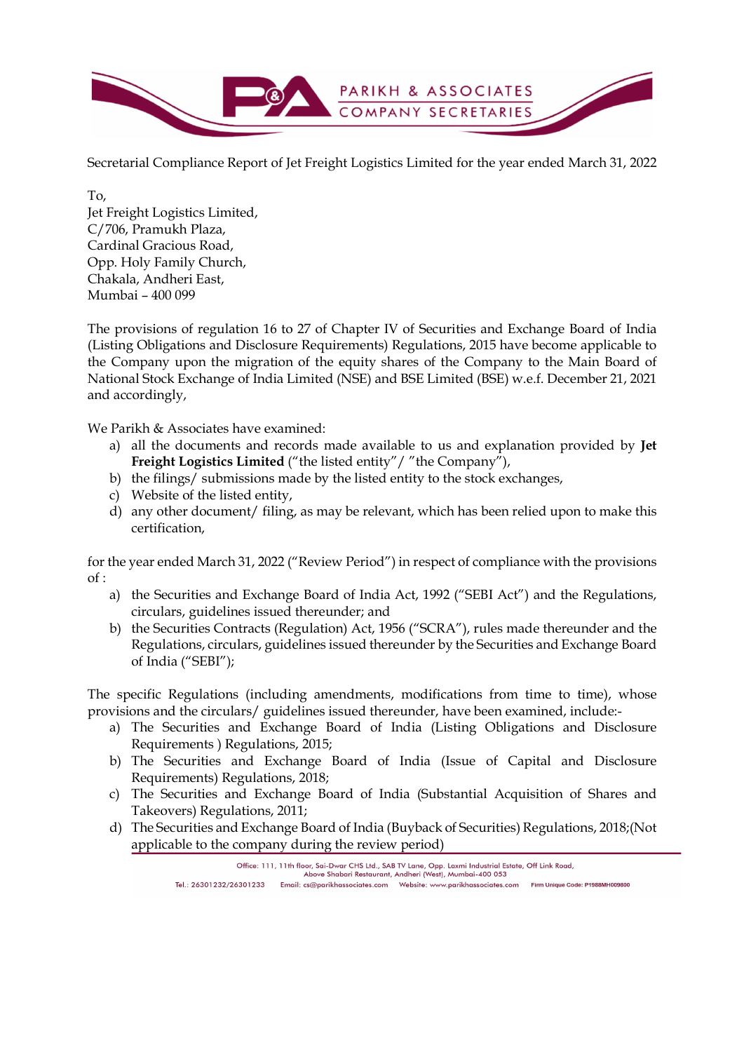Secretarial Compliance Report of Jet Freight Logistics Limited for the year ended March 31, 2022

To,
Jet Freight Logistics Limited,
C/706, Pramukh Plaza,
Cardinal Gracious Road,
Opp. Holy Family Church,
Chakala, Andheri East,
Mumbai – 400 099

The provisions of regulation 16 to 27 of Chapter IV of Securities and Exchange Board of India (Listing Obligations and Disclosure Requirements) Regulations, 2015 have become applicable to the Company upon the migration of the equity shares of the Company to the Main Board of National Stock Exchange of India Limited (NSE) and BSE Limited (BSE) w.e.f. December 21, 2021 and accordingly,

We Parikh & Associates have examined:

a) all the documents and records made available to us and explanation provided by **Jet Freight Logistics Limited** ("the listed entity"/ "the Company"),
b) the filings/ submissions made by the listed entity to the stock exchanges,
c) Website of the listed entity,
d) any other document/ filing, as may be relevant, which has been relied upon to make this certification,

for the year ended March 31, 2022 ("Review Period") in respect of compliance with the provisions of :

a) the Securities and Exchange Board of India Act, 1992 ("SEBI Act") and the Regulations, circulars, guidelines issued thereunder; and
b) the Securities Contracts (Regulation) Act, 1956 ("SCRA"), rules made thereunder and the Regulations, circulars, guidelines issued thereunder by the Securities and Exchange Board of India ("SEBI");

The specific Regulations (including amendments, modifications from time to time), whose provisions and the circulars/ guidelines issued thereunder, have been examined, include:-

a) The Securities and Exchange Board of India (Listing Obligations and Disclosure Requirements ) Regulations, 2015;
b) The Securities and Exchange Board of India (Issue of Capital and Disclosure Requirements) Regulations, 2018;
c) The Securities and Exchange Board of India (Substantial Acquisition of Shares and Takeovers) Regulations, 2011;
d) The Securities and Exchange Board of India (Buyback of Securities) Regulations, 2018;(Not applicable to the company during the review period)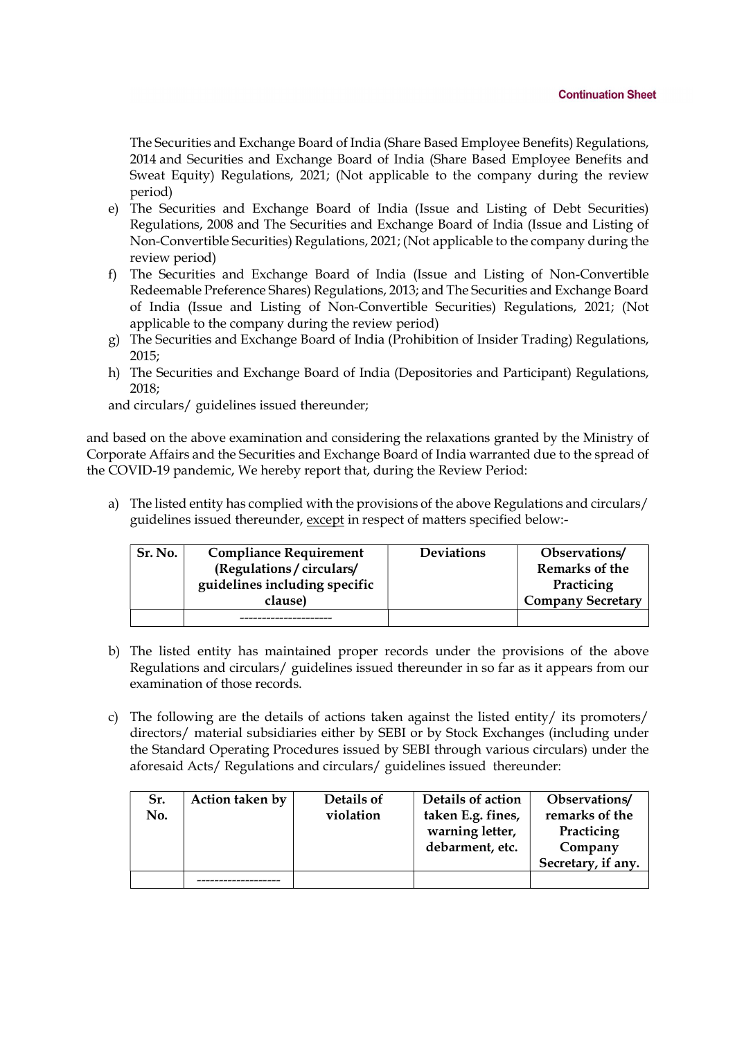The Securities and Exchange Board of India (Share Based Employee Benefits) Regulations, 2014 and Securities and Exchange Board of India (Share Based Employee Benefits and Sweat Equity) Regulations, 2021; (Not applicable to the company during the review period)

e) The Securities and Exchange Board of India (Issue and Listing of Debt Securities) Regulations, 2008 and The Securities and Exchange Board of India (Issue and Listing of Non-Convertible Securities) Regulations, 2021; (Not applicable to the company during the review period)

f) The Securities and Exchange Board of India (Issue and Listing of Non-Convertible Redeemable Preference Shares) Regulations, 2013; and The Securities and Exchange Board of India (Issue and Listing of Non-Convertible Securities) Regulations, 2021; (Not applicable to the company during the review period)

g) The Securities and Exchange Board of India (Prohibition of Insider Trading) Regulations, 2015;

h) The Securities and Exchange Board of India (Depositories and Participant) Regulations, 2018;

and circulars/ guidelines issued thereunder;

and based on the above examination and considering the relaxations granted by the Ministry of Corporate Affairs and the Securities and Exchange Board of India warranted due to the spread of the COVID-19 pandemic, We hereby report that, during the Review Period:

a) The listed entity has complied with the provisions of the above Regulations and circulars/ guidelines issued thereunder, <u>except</u> in respect of matters specified below:-

| Sr. No. | Compliance Requirement (Regulations / circulars/ guidelines including specific clause) | Deviations | Observations/ Remarks of the Practicing Company Secretary |
|---|---|---|---|
| | --------------------- | | |

b) The listed entity has maintained proper records under the provisions of the above Regulations and circulars/ guidelines issued thereunder in so far as it appears from our examination of those records.

c) The following are the details of actions taken against the listed entity/ its promoters/ directors/ material subsidiaries either by SEBI or by Stock Exchanges (including under the Standard Operating Procedures issued by SEBI through various circulars) under the aforesaid Acts/ Regulations and circulars/ guidelines issued thereunder:

| Sr. No. | Action taken by | Details of violation | Details of action taken E.g. fines, warning letter, debarment, etc. | Observations/ remarks of the Practicing Company Secretary, if any. |
|---|---|---|---|---|
| | ------------------- | | | |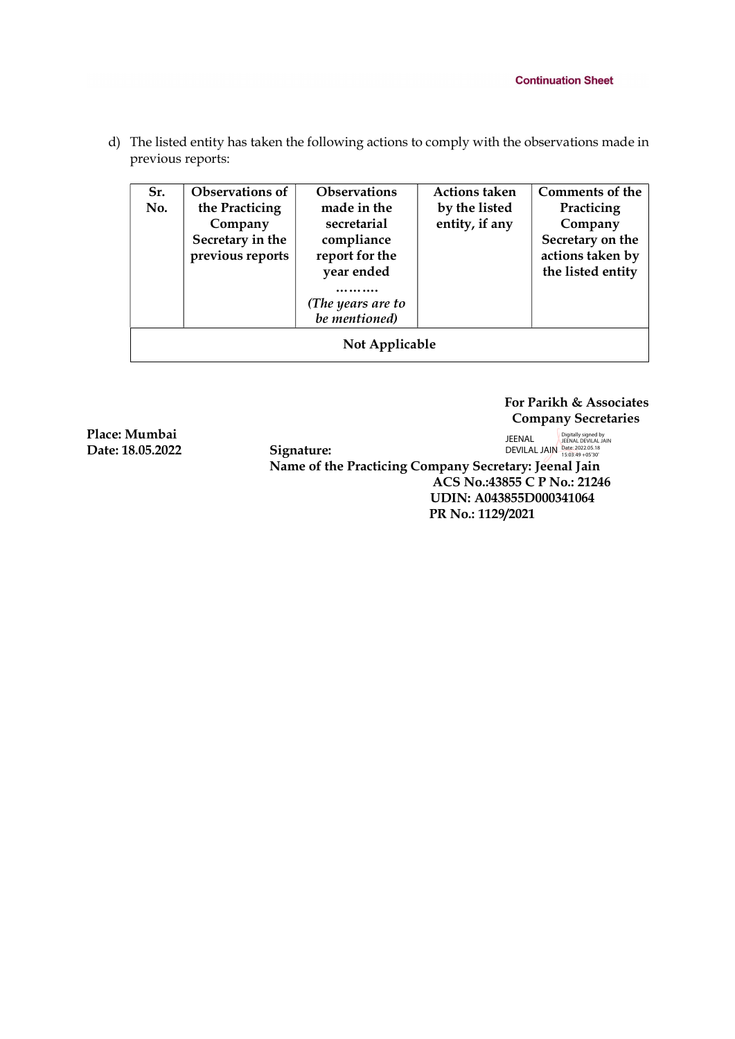d) The listed entity has taken the following actions to comply with the observations made in previous reports:

| Sr. No. | Observations of the Practicing Company Secretary in the previous reports | Observations made in the secretarial compliance report for the year ended ……….<br>*(The years are to be mentioned)* | Actions taken by the listed entity, if any | Comments of the Practicing Company Secretary on the actions taken by the listed entity |
|---|---|---|---|---|
| **Not Applicable** | | | | |

**For Parikh & Associates**
**Company Secretaries**

JEENAL DEVILAL JAIN
Digitally signed by JEENAL DEVILAL JAIN
Date: 2022.05.18 15:03:49 +05'30'

**Place: Mumbai**
**Date: 18.05.2022**

**Signature:**
**Name of the Practicing Company Secretary: Jeenal Jain**
**ACS No.:43855 C P No.: 21246**
**UDIN: A043855D000341064**
**PR No.: 1129/2021**